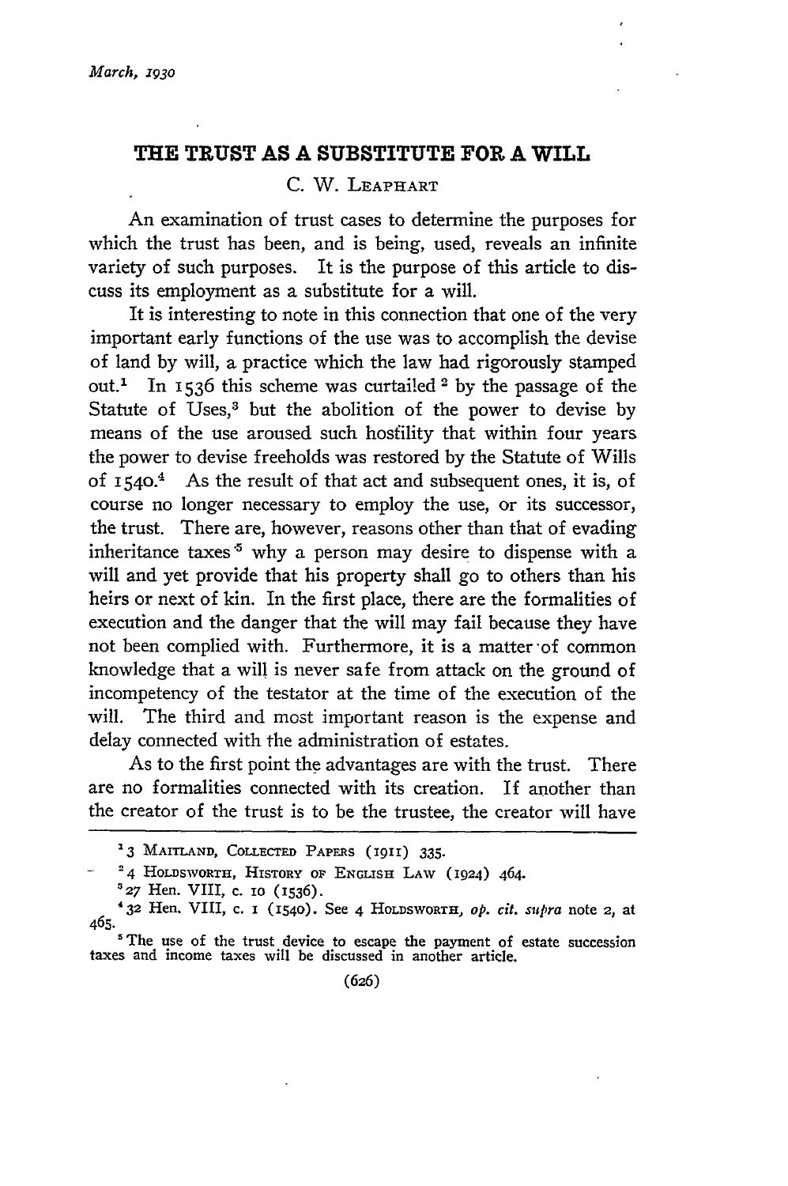# THE TRUST AS A SUBSTITUTE FOR A WILL

C. W. LEAPHART

An examination of trust cases to determine the purposes for which the trust has been, and is being, used, reveals an infinite variety of such purposes. It is the purpose of this article to discuss its employment as a substitute for a will.

It is interesting to note in this connection that one of the very important early functions of the use was to accomplish the devise of land by will, a practice which the law had rigorously stamped out.[1] In 1536 this scheme was curtailed[2] by the passage of the Statute of Uses,[3] but the abolition of the power to devise by means of the use aroused such hostility that within four years the power to devise freeholds was restored by the Statute of Wills of 1540.[4] As the result of that act and subsequent ones, it is, of course no longer necessary to employ the use, or its successor, the trust. There are, however, reasons other than that of evading inheritance taxes[5] why a person may desire to dispense with a will and yet provide that his property shall go to others than his heirs or next of kin. In the first place, there are the formalities of execution and the danger that the will may fail because they have not been complied with. Furthermore, it is a matter of common knowledge that a will is never safe from attack on the ground of incompetency of the testator at the time of the execution of the will. The third and most important reason is the expense and delay connected with the administration of estates.

As to the first point the advantages are with the trust. There are no formalities connected with its creation. If another than the creator of the trust is to be the trustee, the creator will have

---

[1] 3 MAITLAND, COLLECTED PAPERS (1911) 335.

[2] 4 HOLDSWORTH, HISTORY OF ENGLISH LAW (1924) 464.

[3] 27 Hen. VIII, c. 10 (1536).

[4] 32 Hen. VIII, c. 1 (1540). See 4 HOLDSWORTH, *op. cit. supra* note 2, at 465.

[5] The use of the trust device to escape the payment of estate succession taxes and income taxes will be discussed in another article.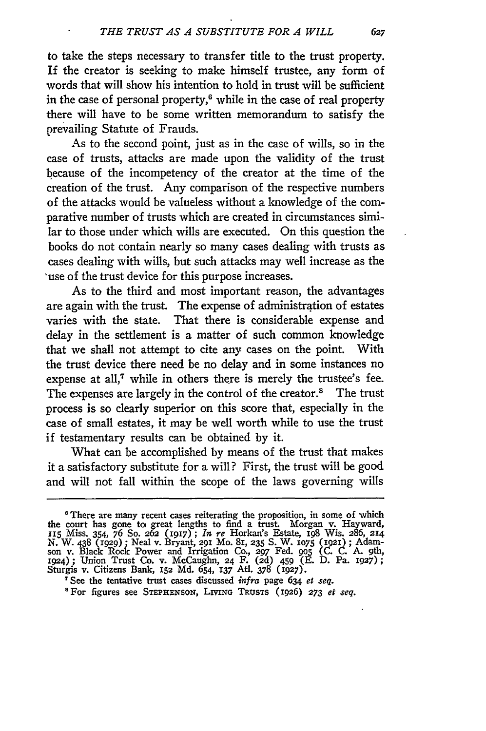to take the steps necessary to transfer title to the trust property. If the creator is seeking to make himself trustee, any form of words that will show his intention to hold in trust will be sufficient in the case of personal property,[6] while in the case of real property there will have to be some written memorandum to satisfy the prevailing Statute of Frauds.

As to the second point, just as in the case of wills, so in the case of trusts, attacks are made upon the validity of the trust because of the incompetency of the creator at the time of the creation of the trust. Any comparison of the respective numbers of the attacks would be valueless without a knowledge of the comparative number of trusts which are created in circumstances similar to those under which wills are executed. On this question the books do not contain nearly so many cases dealing with trusts as cases dealing with wills, but such attacks may well increase as the use of the trust device for this purpose increases.

As to the third and most important reason, the advantages are again with the trust. The expense of administration of estates varies with the state. That there is considerable expense and delay in the settlement is a matter of such common knowledge that we shall not attempt to cite any cases on the point. With the trust device there need be no delay and in some instances no expense at all,[7] while in others there is merely the trustee's fee. The expenses are largely in the control of the creator.[8] The trust process is so clearly superior on this score that, especially in the case of small estates, it may be well worth while to use the trust if testamentary results can be obtained by it.

What can be accomplished by means of the trust that makes it a satisfactory substitute for a will? First, the trust will be good and will not fall within the scope of the laws governing wills

---

[6] There are many recent cases reiterating the proposition, in some of which the court has gone to great lengths to find a trust. Morgan v. Hayward, 115 Miss. 354, 76 So. 262 (1917); *In re* Horkan's Estate, 198 Wis. 286, 214 N. W. 438 (1929); Neal v. Bryant, 291 Mo. 81, 235 S. W. 1075 (1921); Adamson v. Black Rock Power and Irrigation Co., 297 Fed. 905 (C. C. A. 9th, 1924); Union Trust Co. v. McCaughn, 24 F. (2d) 459 (E. D. Pa. 1927); Sturgis v. Citizens Bank, 152 Md. 654, 137 Atl. 378 (1927).

[7] See the tentative trust cases discussed *infra* page 634 *et seq.*

[8] For figures see STEPHENSON, LIVING TRUSTS (1926) 273 *et seq.*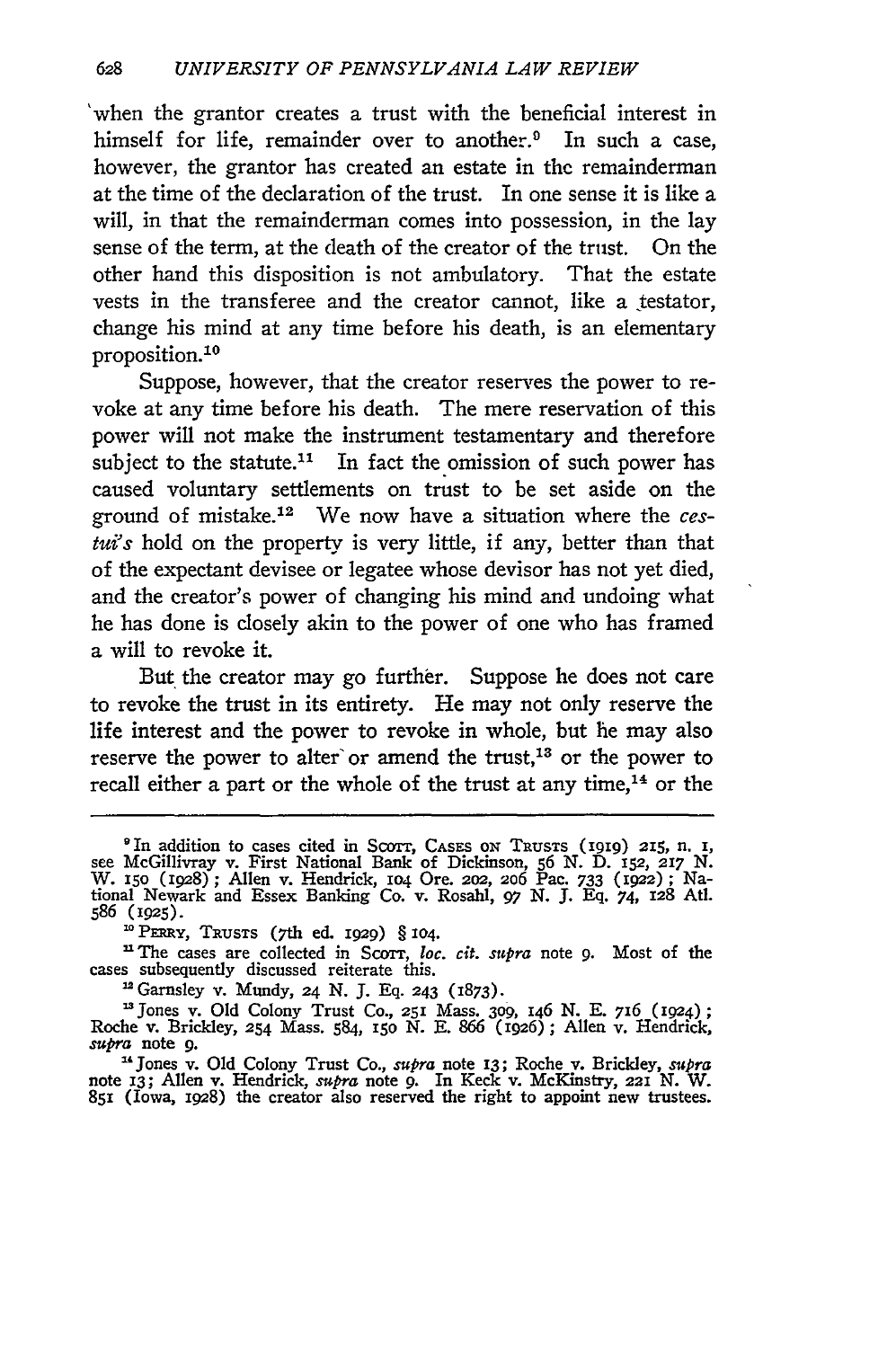when the grantor creates a trust with the beneficial interest in himself for life, remainder over to another.[9] In such a case, however, the grantor has created an estate in the remainderman at the time of the declaration of the trust. In one sense it is like a will, in that the remainderman comes into possession, in the lay sense of the term, at the death of the creator of the trust. On the other hand this disposition is not ambulatory. That the estate vests in the transferee and the creator cannot, like a testator, change his mind at any time before his death, is an elementary proposition.[10]

Suppose, however, that the creator reserves the power to revoke at any time before his death. The mere reservation of this power will not make the instrument testamentary and therefore subject to the statute.[11] In fact the omission of such power has caused voluntary settlements on trust to be set aside on the ground of mistake.[12] We now have a situation where the *cestui's* hold on the property is very little, if any, better than that of the expectant devisee or legatee whose devisor has not yet died, and the creator's power of changing his mind and undoing what he has done is closely akin to the power of one who has framed a will to revoke it.

But the creator may go further. Suppose he does not care to revoke the trust in its entirety. He may not only reserve the life interest and the power to revoke in whole, but he may also reserve the power to alter or amend the trust,[13] or the power to recall either a part or the whole of the trust at any time,[14] or the

---

[9] In addition to cases cited in SCOTT, CASES ON TRUSTS (1919) 215, n. 1, see McGillivray v. First National Bank of Dickinson, 56 N. D. 152, 217 N. W. 150 (1928); Allen v. Hendrick, 104 Ore. 202, 206 Pac. 733 (1922); National Newark and Essex Banking Co. v. Rosahl, 97 N. J. Eq. 74, 128 Atl. 586 (1925).

[10] PERRY, TRUSTS (7th ed. 1929) § 104.

[11] The cases are collected in SCOTT, *loc. cit. supra* note 9. Most of the cases subsequently discussed reiterate this.

[12] Garnsley v. Mundy, 24 N. J. Eq. 243 (1873).

[13] Jones v. Old Colony Trust Co., 251 Mass. 309, 146 N. E. 716 (1924); Roche v. Brickley, 254 Mass. 584, 150 N. E. 866 (1926); Allen v. Hendrick, *supra* note 9.

[14] Jones v. Old Colony Trust Co., *supra* note 13; Roche v. Brickley, *supra* note 13; Allen v. Hendrick, *supra* note 9. In Keck v. McKinstry, 221 N. W. 851 (Iowa, 1928) the creator also reserved the right to appoint new trustees.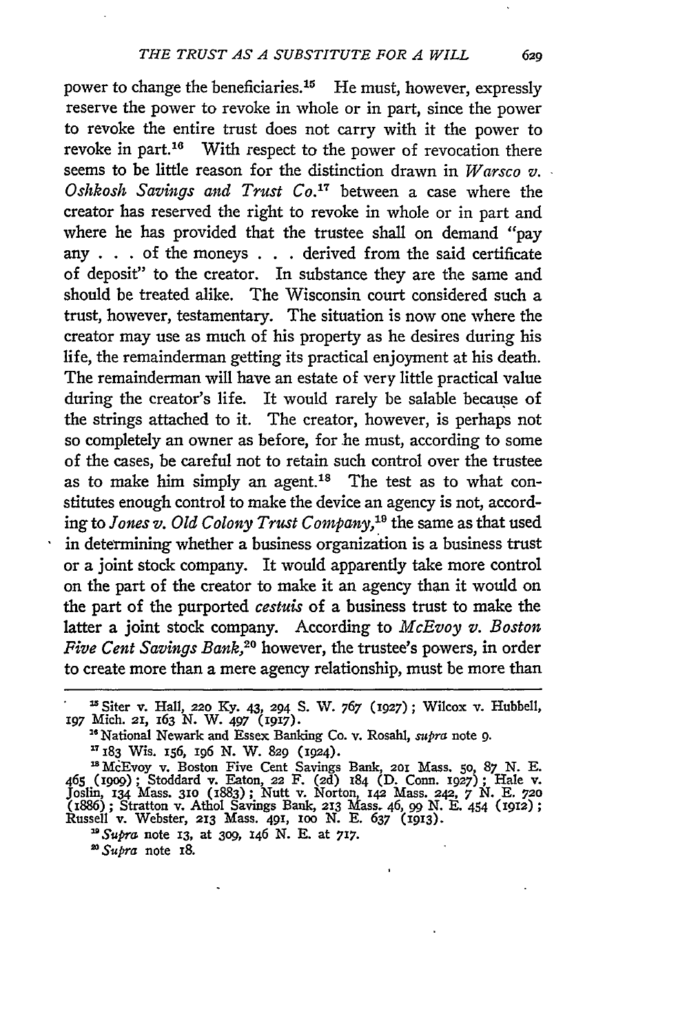power to change the beneficiaries.[15] He must, however, expressly reserve the power to revoke in whole or in part, since the power to revoke the entire trust does not carry with it the power to revoke in part.[16] With respect to the power of revocation there seems to be little reason for the distinction drawn in *Warsco v. Oshkosh Savings and Trust Co.*[17] between a case where the creator has reserved the right to revoke in whole or in part and where he has provided that the trustee shall on demand "pay any . . . of the moneys . . . derived from the said certificate of deposit" to the creator. In substance they are the same and should be treated alike. The Wisconsin court considered such a trust, however, testamentary. The situation is now one where the creator may use as much of his property as he desires during his life, the remainderman getting its practical enjoyment at his death. The remainderman will have an estate of very little practical value during the creator's life. It would rarely be salable because of the strings attached to it. The creator, however, is perhaps not so completely an owner as before, for he must, according to some of the cases, be careful not to retain such control over the trustee as to make him simply an agent.[18] The test as to what constitutes enough control to make the device an agency is not, according to *Jones v. Old Colony Trust Company*,[19] the same as that used in determining whether a business organization is a business trust or a joint stock company. It would apparently take more control on the part of the creator to make it an agency than it would on the part of the purported *cestuis* of a business trust to make the latter a joint stock company. According to *McEvoy v. Boston Five Cent Savings Bank*,[20] however, the trustee's powers, in order to create more than a mere agency relationship, must be more than

---

[15] Siter v. Hall, 220 Ky. 43, 294 S. W. 767 (1927); Wilcox v. Hubbell, 197 Mich. 21, 163 N. W. 497 (1917).

[16] National Newark and Essex Banking Co. v. Rosahl, *supra* note 9.

[17] 183 Wis. 156, 196 N. W. 829 (1924).

[18] McEvoy v. Boston Five Cent Savings Bank, 201 Mass. 50, 87 N. E. 465 (1909); Stoddard v. Eaton, 22 F. (2d) 184 (D. Conn. 1927); Hale v. Joslin, 134 Mass. 310 (1883); Nutt v. Norton, 142 Mass. 242, 7 N. E. 720 (1886); Stratton v. Athol Savings Bank, 213 Mass. 46, 99 N. E. 454 (1912); Russell v. Webster, 213 Mass. 491, 100 N. E. 637 (1913).

[19] *Supra* note 13, at 309, 146 N. E. at 717.

[20] *Supra* note 18.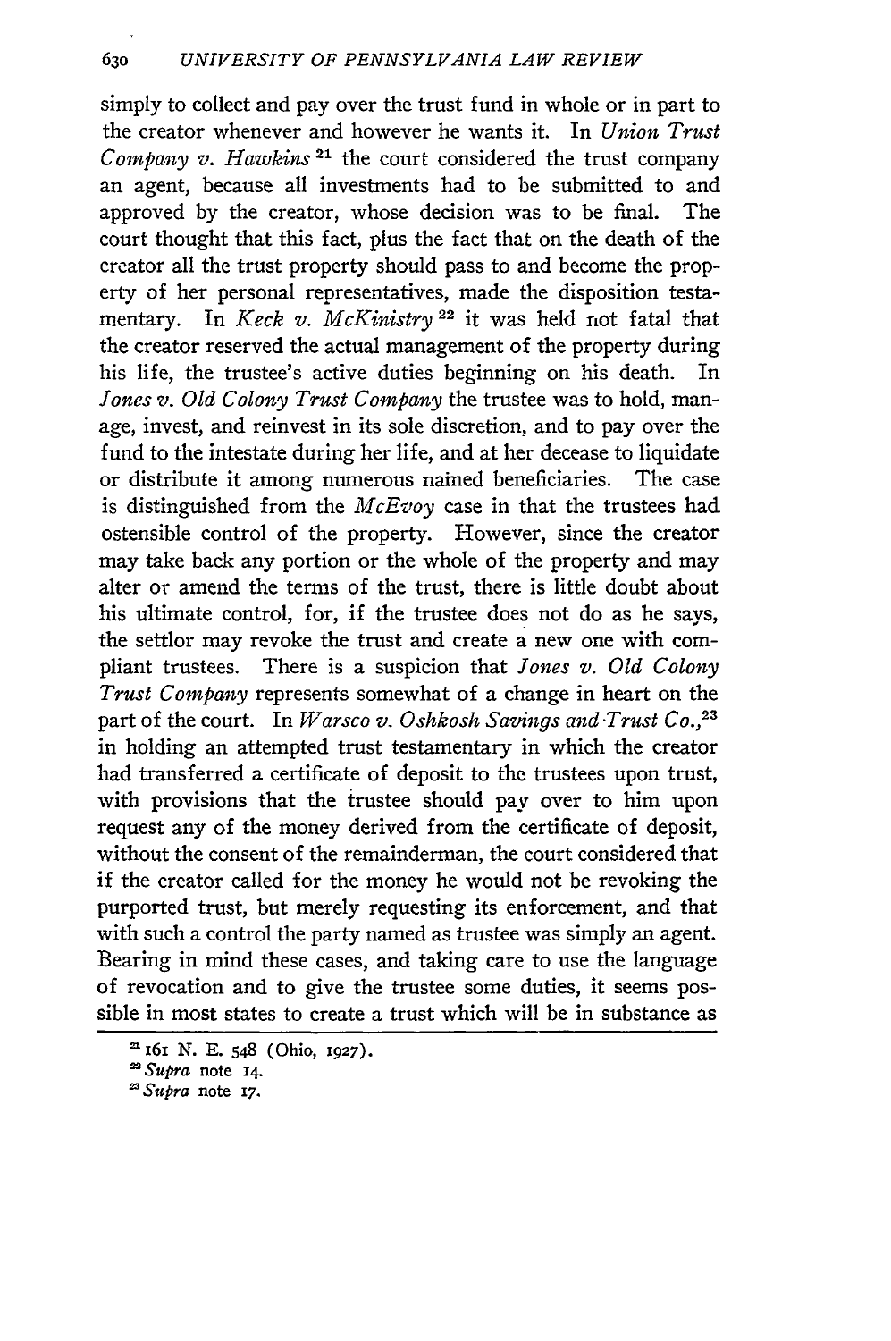simply to collect and pay over the trust fund in whole or in part to the creator whenever and however he wants it. In *Union Trust Company v. Hawkins* [21] the court considered the trust company an agent, because all investments had to be submitted to and approved by the creator, whose decision was to be final. The court thought that this fact, plus the fact that on the death of the creator all the trust property should pass to and become the property of her personal representatives, made the disposition testamentary. In *Keck v. McKinistry* [22] it was held not fatal that the creator reserved the actual management of the property during his life, the trustee's active duties beginning on his death. In *Jones v. Old Colony Trust Company* the trustee was to hold, manage, invest, and reinvest in its sole discretion, and to pay over the fund to the intestate during her life, and at her decease to liquidate or distribute it among numerous named beneficiaries. The case is distinguished from the *McEvoy* case in that the trustees had ostensible control of the property. However, since the creator may take back any portion or the whole of the property and may alter or amend the terms of the trust, there is little doubt about his ultimate control, for, if the trustee does not do as he says, the settlor may revoke the trust and create a new one with compliant trustees. There is a suspicion that *Jones v. Old Colony Trust Company* represents somewhat of a change in heart on the part of the court. In *Warsco v. Oshkosh Savings and Trust Co.*, [23] in holding an attempted trust testamentary in which the creator had transferred a certificate of deposit to the trustees upon trust, with provisions that the trustee should pay over to him upon request any of the money derived from the certificate of deposit, without the consent of the remainderman, the court considered that if the creator called for the money he would not be revoking the purported trust, but merely requesting its enforcement, and that with such a control the party named as trustee was simply an agent. Bearing in mind these cases, and taking care to use the language of revocation and to give the trustee some duties, it seems possible in most states to create a trust which will be in substance as

[21] 161 N. E. 548 (Ohio, 1927).

[22] *Supra* note 14.

[23] *Supra* note 17.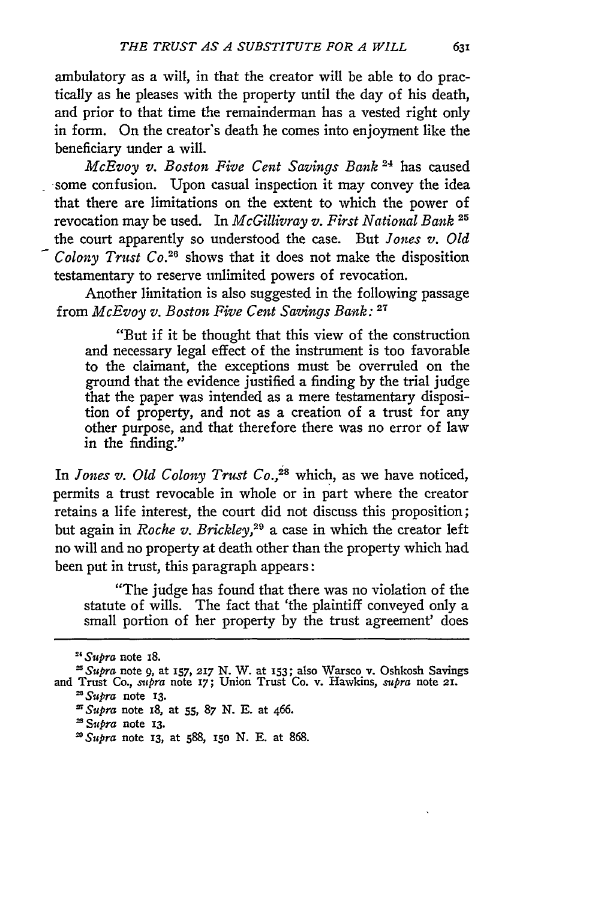ambulatory as a will, in that the creator will be able to do practically as he pleases with the property until the day of his death, and prior to that time the remainderman has a vested right only in form. On the creator's death he comes into enjoyment like the beneficiary under a will.

*McEvoy v. Boston Five Cent Savings Bank* [24] has caused some confusion. Upon casual inspection it may convey the idea that there are limitations on the extent to which the power of revocation may be used. In *McGillivray v. First National Bank* [25] the court apparently so understood the case. But *Jones v. Old Colony Trust Co.*[26] shows that it does not make the disposition testamentary to reserve unlimited powers of revocation.

Another limitation is also suggested in the following passage from *McEvoy v. Boston Five Cent Savings Bank:* [27]

> "But if it be thought that this view of the construction and necessary legal effect of the instrument is too favorable to the claimant, the exceptions must be overruled on the ground that the evidence justified a finding by the trial judge that the paper was intended as a mere testamentary disposition of property, and not as a creation of a trust for any other purpose, and that therefore there was no error of law in the finding."

In *Jones v. Old Colony Trust Co.*,[28] which, as we have noticed, permits a trust revocable in whole or in part where the creator retains a life interest, the court did not discuss this proposition; but again in *Roche v. Brickley*,[29] a case in which the creator left no will and no property at death other than the property which had been put in trust, this paragraph appears:

> "The judge has found that there was no violation of the statute of wills. The fact that 'the plaintiff conveyed only a small portion of her property by the trust agreement' does

---

[24] *Supra* note 18.

[25] *Supra* note 9, at 157, 217 N. W. at 153; also Warsco v. Oshkosh Savings and Trust Co., *supra* note 17; Union Trust Co. v. Hawkins, *supra* note 21.

[26] *Supra* note 13.

[27] *Supra* note 18, at 55, 87 N. E. at 466.

[28] *Supra* note 13.

[29] *Supra* note 13, at 588, 150 N. E. at 868.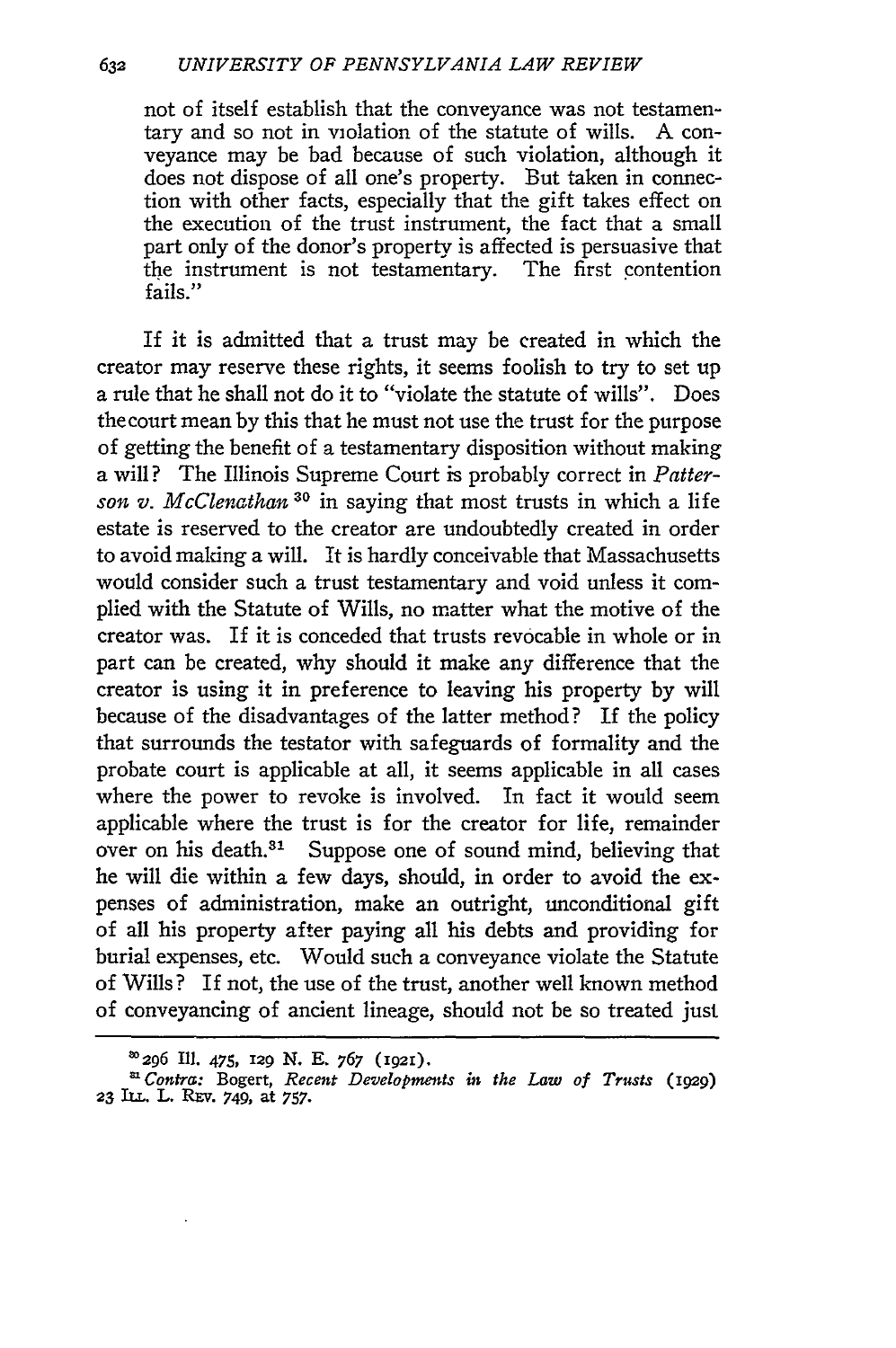not of itself establish that the conveyance was not testamentary and so not in violation of the statute of wills. A conveyance may be bad because of such violation, although it does not dispose of all one's property. But taken in connection with other facts, especially that the gift takes effect on the execution of the trust instrument, the fact that a small part only of the donor's property is affected is persuasive that the instrument is not testamentary. The first contention fails."

If it is admitted that a trust may be created in which the creator may reserve these rights, it seems foolish to try to set up a rule that he shall not do it to "violate the statute of wills". Does the court mean by this that he must not use the trust for the purpose of getting the benefit of a testamentary disposition without making a will? The Illinois Supreme Court is probably correct in *Patterson v. McClenathan* [30] in saying that most trusts in which a life estate is reserved to the creator are undoubtedly created in order to avoid making a will. It is hardly conceivable that Massachusetts would consider such a trust testamentary and void unless it complied with the Statute of Wills, no matter what the motive of the creator was. If it is conceded that trusts revocable in whole or in part can be created, why should it make any difference that the creator is using it in preference to leaving his property by will because of the disadvantages of the latter method? If the policy that surrounds the testator with safeguards of formality and the probate court is applicable at all, it seems applicable in all cases where the power to revoke is involved. In fact it would seem applicable where the trust is for the creator for life, remainder over on his death.[31] Suppose one of sound mind, believing that he will die within a few days, should, in order to avoid the expenses of administration, make an outright, unconditional gift of all his property after paying all his debts and providing for burial expenses, etc. Would such a conveyance violate the Statute of Wills? If not, the use of the trust, another well known method of conveyancing of ancient lineage, should not be so treated just

---

[30] 296 Ill. 475, 129 N. E. 767 (1921).

[31] *Contra:* Bogert, *Recent Developments in the Law of Trusts* (1929) 23 ILL. L. REV. 749, at 757.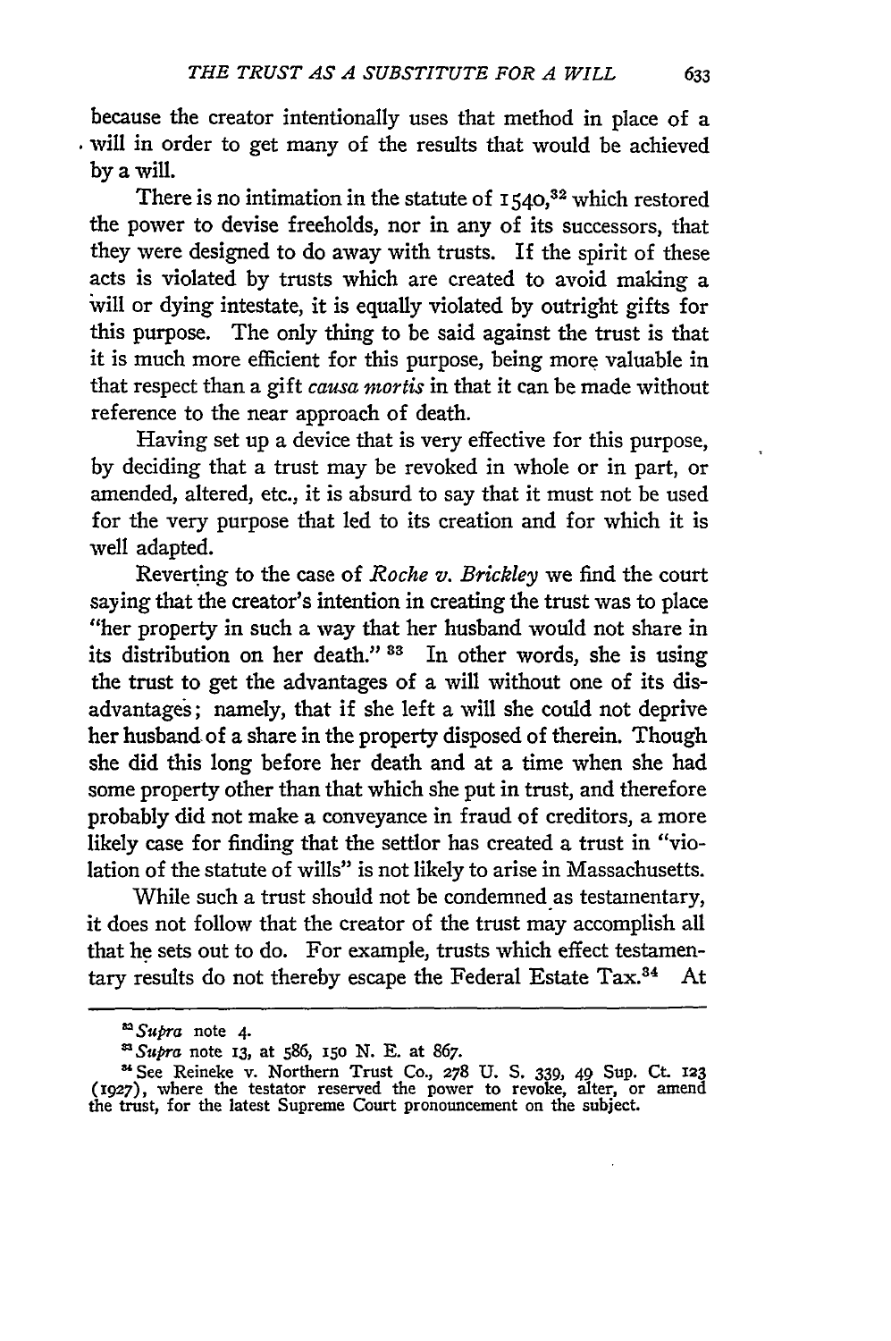because the creator intentionally uses that method in place of a will in order to get many of the results that would be achieved by a will.

There is no intimation in the statute of 1540,[32] which restored the power to devise freeholds, nor in any of its successors, that they were designed to do away with trusts. If the spirit of these acts is violated by trusts which are created to avoid making a will or dying intestate, it is equally violated by outright gifts for this purpose. The only thing to be said against the trust is that it is much more efficient for this purpose, being more valuable in that respect than a gift *causa mortis* in that it can be made without reference to the near approach of death.

Having set up a device that is very effective for this purpose, by deciding that a trust may be revoked in whole or in part, or amended, altered, etc., it is absurd to say that it must not be used for the very purpose that led to its creation and for which it is well adapted.

Reverting to the case of *Roche v. Brickley* we find the court saying that the creator's intention in creating the trust was to place "her property in such a way that her husband would not share in its distribution on her death." [33] In other words, she is using the trust to get the advantages of a will without one of its disadvantages; namely, that if she left a will she could not deprive her husband of a share in the property disposed of therein. Though she did this long before her death and at a time when she had some property other than that which she put in trust, and therefore probably did not make a conveyance in fraud of creditors, a more likely case for finding that the settlor has created a trust in "violation of the statute of wills" is not likely to arise in Massachusetts.

While such a trust should not be condemned as testamentary, it does not follow that the creator of the trust may accomplish all that he sets out to do. For example, trusts which effect testamentary results do not thereby escape the Federal Estate Tax.[34] At

---

[32] *Supra* note 4.

[33] *Supra* note 13, at 586, 150 N. E. at 867.

[34] See Reineke v. Northern Trust Co., 278 U. S. 339, 49 Sup. Ct. 123 (1927), where the testator reserved the power to revoke, alter, or amend the trust, for the latest Supreme Court pronouncement on the subject.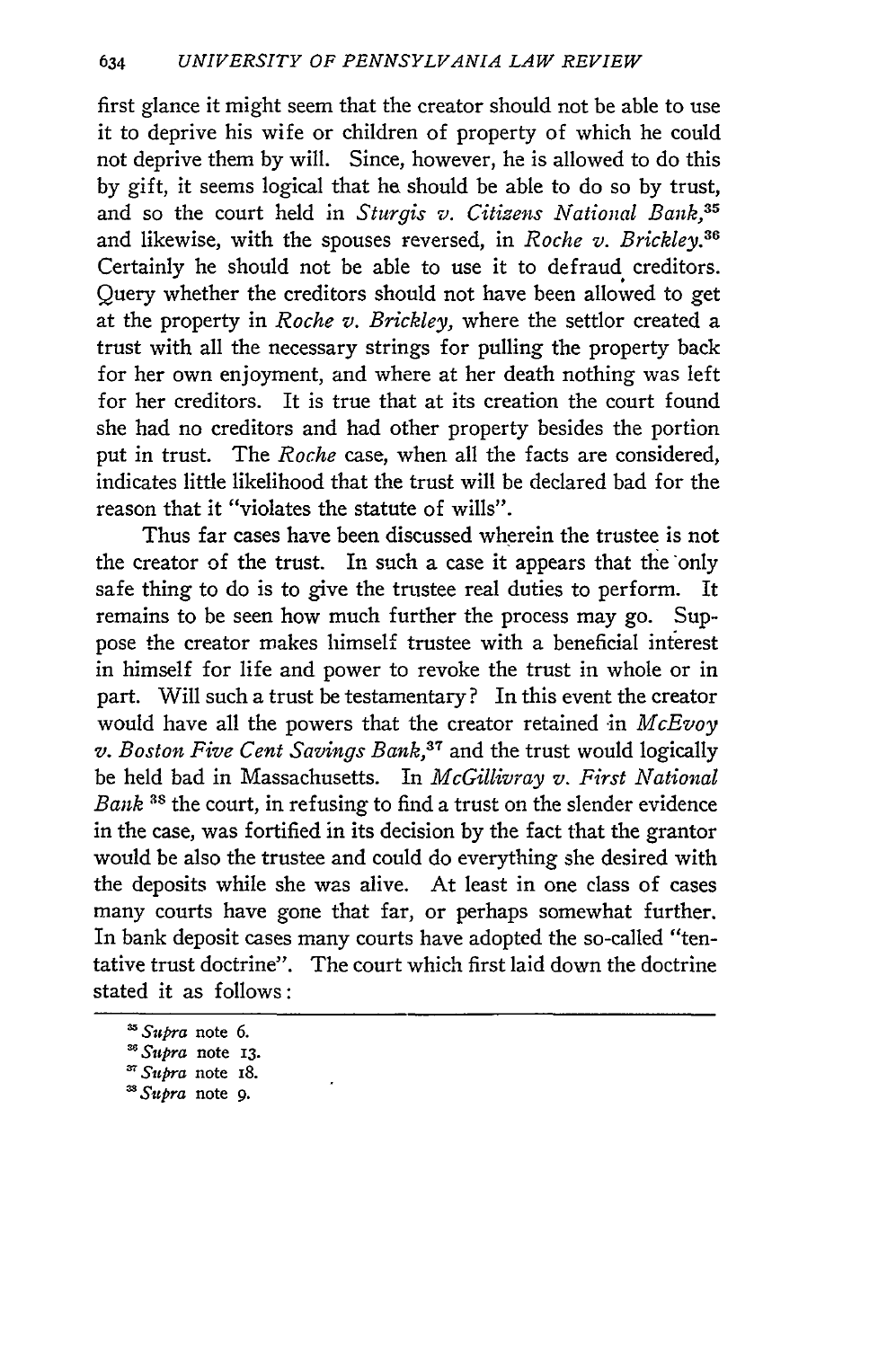first glance it might seem that the creator should not be able to use it to deprive his wife or children of property of which he could not deprive them by will. Since, however, he is allowed to do this by gift, it seems logical that he should be able to do so by trust, and so the court held in *Sturgis v. Citizens National Bank*,[35] and likewise, with the spouses reversed, in *Roche v. Brickley*.[36] Certainly he should not be able to use it to defraud creditors. Query whether the creditors should not have been allowed to get at the property in *Roche v. Brickley*, where the settlor created a trust with all the necessary strings for pulling the property back for her own enjoyment, and where at her death nothing was left for her creditors. It is true that at its creation the court found she had no creditors and had other property besides the portion put in trust. The *Roche* case, when all the facts are considered, indicates little likelihood that the trust will be declared bad for the reason that it "violates the statute of wills".

Thus far cases have been discussed wherein the trustee is not the creator of the trust. In such a case it appears that the only safe thing to do is to give the trustee real duties to perform. It remains to be seen how much further the process may go. Suppose the creator makes himself trustee with a beneficial interest in himself for life and power to revoke the trust in whole or in part. Will such a trust be testamentary? In this event the creator would have all the powers that the creator retained in *McEvoy v. Boston Five Cent Savings Bank*,[37] and the trust would logically be held bad in Massachusetts. In *McGillivray v. First National Bank*[38] the court, in refusing to find a trust on the slender evidence in the case, was fortified in its decision by the fact that the grantor would be also the trustee and could do everything she desired with the deposits while she was alive. At least in one class of cases many courts have gone that far, or perhaps somewhat further. In bank deposit cases many courts have adopted the so-called "tentative trust doctrine". The court which first laid down the doctrine stated it as follows:

---

[35] *Supra* note 6.

[36] *Supra* note 13.

[37] *Supra* note 18.

[38] *Supra* note 9.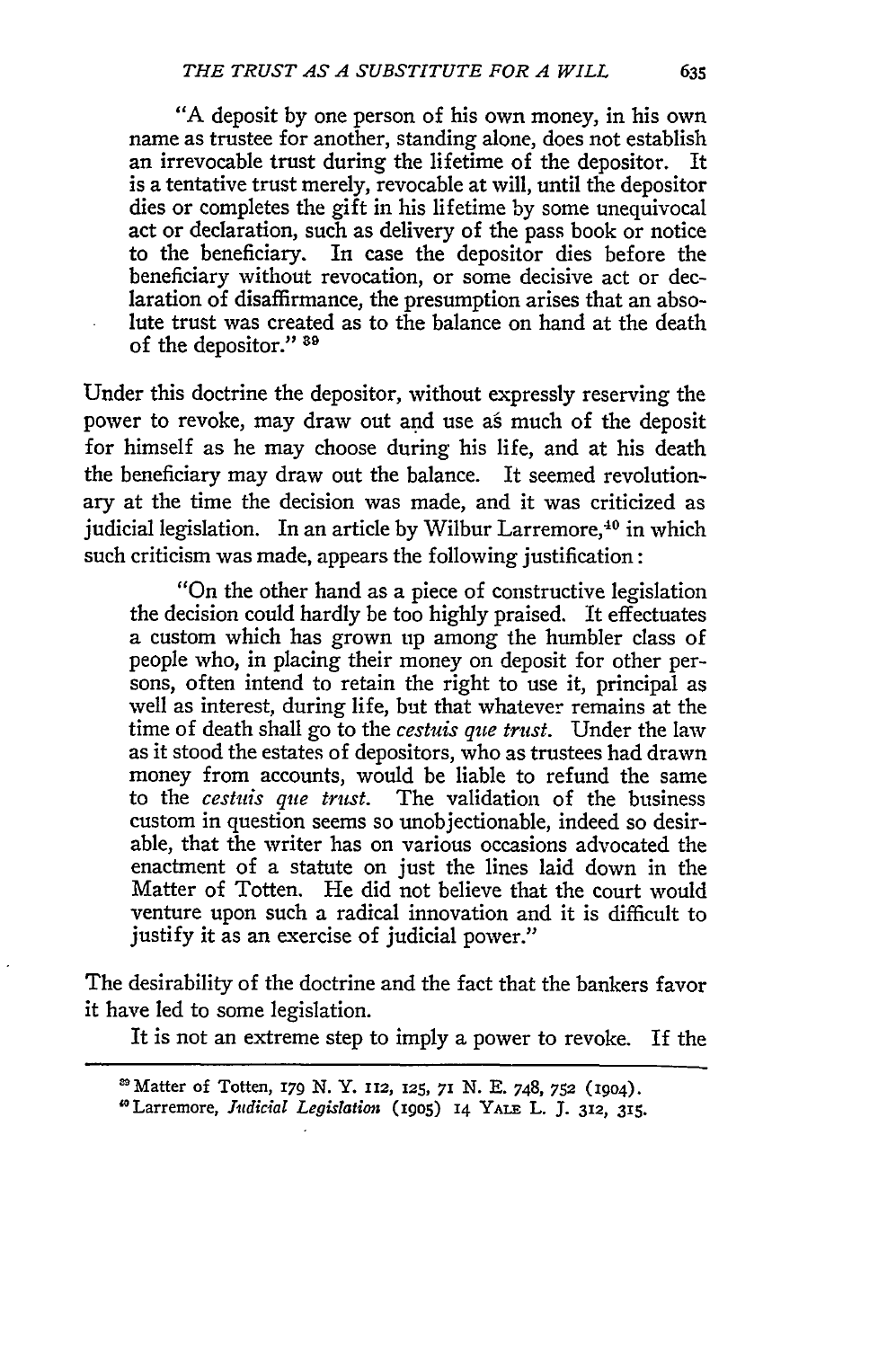> "A deposit by one person of his own money, in his own name as trustee for another, standing alone, does not establish an irrevocable trust during the lifetime of the depositor. It is a tentative trust merely, revocable at will, until the depositor dies or completes the gift in his lifetime by some unequivocal act or declaration, such as delivery of the pass book or notice to the beneficiary. In case the depositor dies before the beneficiary without revocation, or some decisive act or declaration of disaffirmance, the presumption arises that an absolute trust was created as to the balance on hand at the death of the depositor." [39]

Under this doctrine the depositor, without expressly reserving the power to revoke, may draw out and use as much of the deposit for himself as he may choose during his life, and at his death the beneficiary may draw out the balance. It seemed revolutionary at the time the decision was made, and it was criticized as judicial legislation. In an article by Wilbur Larremore,[40] in which such criticism was made, appears the following justification:

> "On the other hand as a piece of constructive legislation the decision could hardly be too highly praised. It effectuates a custom which has grown up among the humbler class of people who, in placing their money on deposit for other persons, often intend to retain the right to use it, principal as well as interest, during life, but that whatever remains at the time of death shall go to the *cestuis que trust*. Under the law as it stood the estates of depositors, who as trustees had drawn money from accounts, would be liable to refund the same to the *cestuis que trust*. The validation of the business custom in question seems so unobjectionable, indeed so desirable, that the writer has on various occasions advocated the enactment of a statute on just the lines laid down in the Matter of Totten. He did not believe that the court would venture upon such a radical innovation and it is difficult to justify it as an exercise of judicial power."

The desirability of the doctrine and the fact that the bankers favor it have led to some legislation.

It is not an extreme step to imply a power to revoke. If the

---

[39] Matter of Totten, 179 N. Y. 112, 125, 71 N. E. 748, 752 (1904).

[40] Larremore, *Judicial Legislation* (1905) 14 YALE L. J. 312, 315.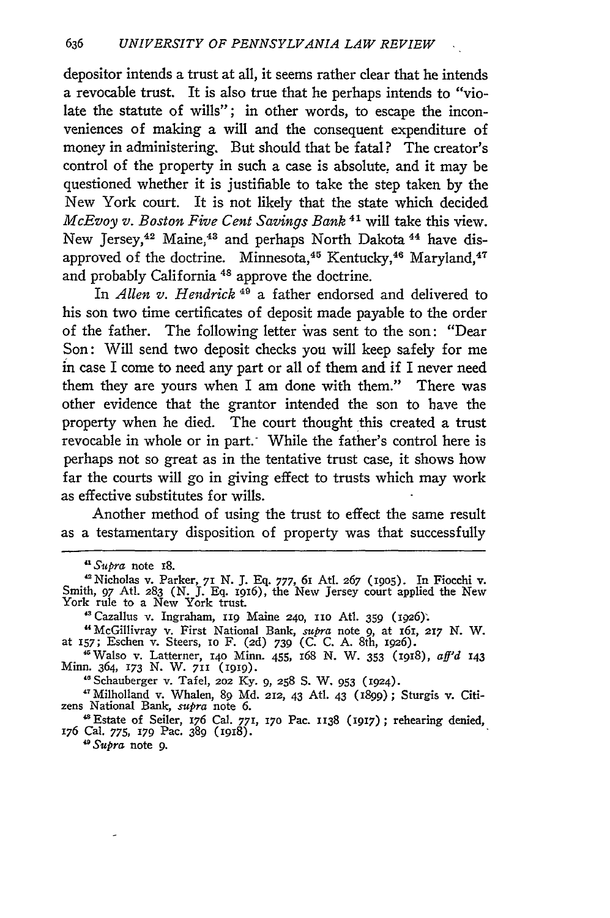depositor intends a trust at all, it seems rather clear that he intends a revocable trust. It is also true that he perhaps intends to "violate the statute of wills"; in other words, to escape the inconveniences of making a will and the consequent expenditure of money in administering. But should that be fatal? The creator's control of the property in such a case is absolute, and it may be questioned whether it is justifiable to take the step taken by the New York court. It is not likely that the state which decided *McEvoy v. Boston Five Cent Savings Bank* [41] will take this view. New Jersey,[42] Maine,[43] and perhaps North Dakota [44] have disapproved of the doctrine. Minnesota,[45] Kentucky,[46] Maryland,[47] and probably California [48] approve the doctrine.

In *Allen v. Hendrick* [49] a father endorsed and delivered to his son two time certificates of deposit made payable to the order of the father. The following letter was sent to the son: "Dear Son: Will send two deposit checks you will keep safely for me in case I come to need any part or all of them and if I never need them they are yours when I am done with them." There was other evidence that the grantor intended the son to have the property when he died. The court thought this created a trust revocable in whole or in part. While the father's control here is perhaps not so great as in the tentative trust case, it shows how far the courts will go in giving effect to trusts which may work as effective substitutes for wills.

Another method of using the trust to effect the same result as a testamentary disposition of property was that successfully

---

[41] *Supra* note 18.

[42] Nicholas v. Parker, 71 N. J. Eq. 777, 61 Atl. 267 (1905). In Fiocchi v. Smith, 97 Atl. 283 (N. J. Eq. 1916), the New Jersey court applied the New York rule to a New York trust.

[43] Cazallus v. Ingraham, 119 Maine 240, 110 Atl. 359 (1926).

[44] McGillivray v. First National Bank, *supra* note 9, at 161, 217 N. W. at 157; Eschen v. Steers, 10 F. (2d) 739 (C. C. A. 8th, 1926).

[45] Walso v. Latterner, 140 Minn. 455, 168 N. W. 353 (1918), *aff'd* 143 Minn. 364, 173 N. W. 711 (1919).

[46] Schauberger v. Tafel, 202 Ky. 9, 258 S. W. 953 (1924).

[47] Milholland v. Whalen, 89 Md. 212, 43 Atl. 43 (1899); Sturgis v. Citizens National Bank, *supra* note 6.

[48] Estate of Seiler, 176 Cal. 771, 170 Pac. 1138 (1917); rehearing denied, 176 Cal. 775, 179 Pac. 389 (1918).

[49] *Supra* note 9.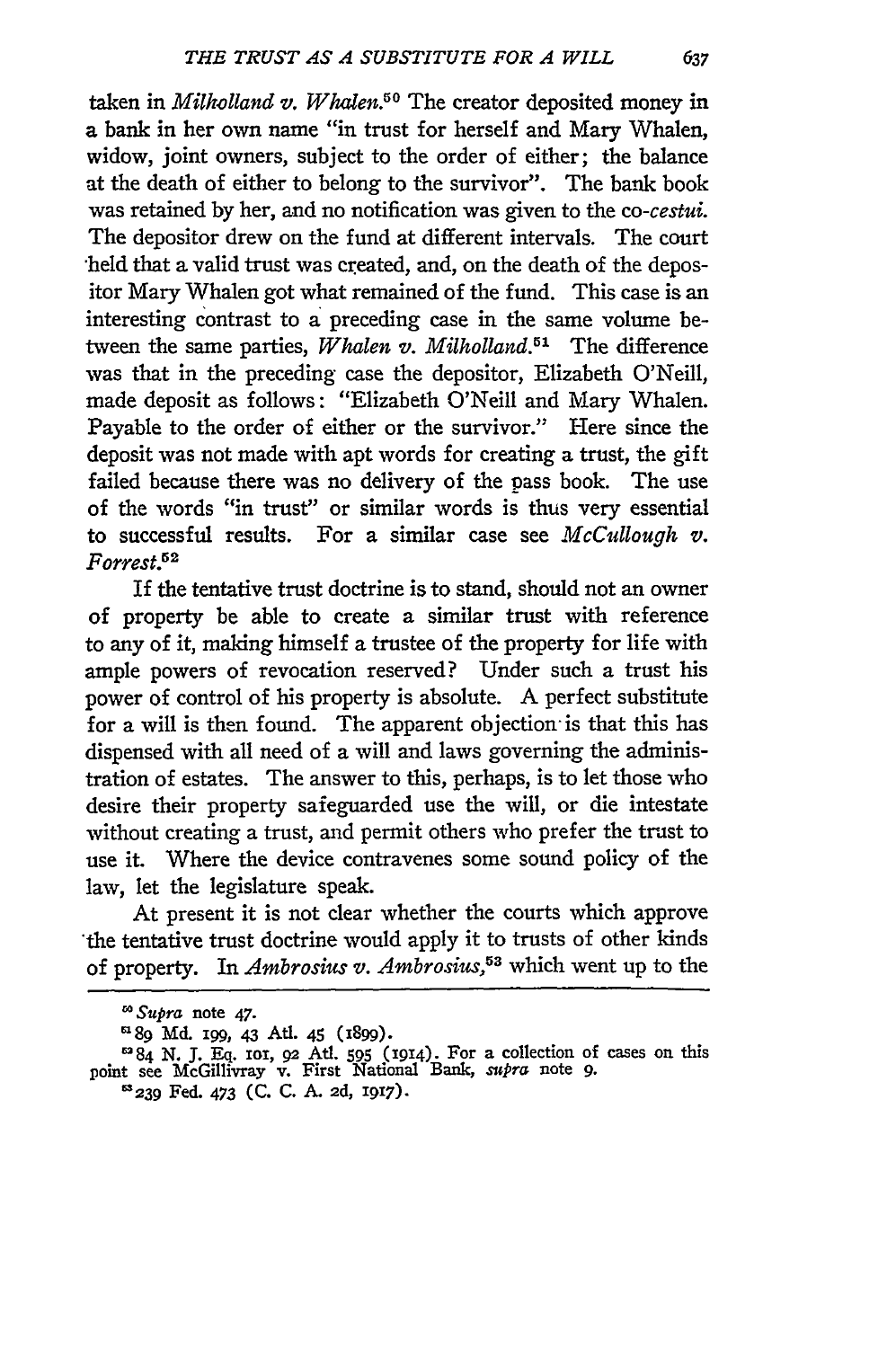taken in *Milholland v. Whalen*.[50] The creator deposited money in a bank in her own name "in trust for herself and Mary Whalen, widow, joint owners, subject to the order of either; the balance at the death of either to belong to the survivor". The bank book was retained by her, and no notification was given to the co-*cestui*. The depositor drew on the fund at different intervals. The court held that a valid trust was created, and, on the death of the depositor Mary Whalen got what remained of the fund. This case is an interesting contrast to a preceding case in the same volume between the same parties, *Whalen v. Milholland*.[51] The difference was that in the preceding case the depositor, Elizabeth O'Neill, made deposit as follows: "Elizabeth O'Neill and Mary Whalen. Payable to the order of either or the survivor." Here since the deposit was not made with apt words for creating a trust, the gift failed because there was no delivery of the pass book. The use of the words "in trust" or similar words is thus very essential to successful results. For a similar case see *McCullough v. Forrest*.[52]

If the tentative trust doctrine is to stand, should not an owner of property be able to create a similar trust with reference to any of it, making himself a trustee of the property for life with ample powers of revocation reserved? Under such a trust his power of control of his property is absolute. A perfect substitute for a will is then found. The apparent objection is that this has dispensed with all need of a will and laws governing the administration of estates. The answer to this, perhaps, is to let those who desire their property safeguarded use the will, or die intestate without creating a trust, and permit others who prefer the trust to use it. Where the device contravenes some sound policy of the law, let the legislature speak.

At present it is not clear whether the courts which approve the tentative trust doctrine would apply it to trusts of other kinds of property. In *Ambrosius v. Ambrosius*,[53] which went up to the

---

[50] *Supra* note 47.

[51] 89 Md. 199, 43 Atl. 45 (1899).

[52] 84 N. J. Eq. 101, 92 Atl. 595 (1914). For a collection of cases on this point see McGillivray v. First National Bank, *supra* note 9.

[53] 239 Fed. 473 (C. C. A. 2d, 1917).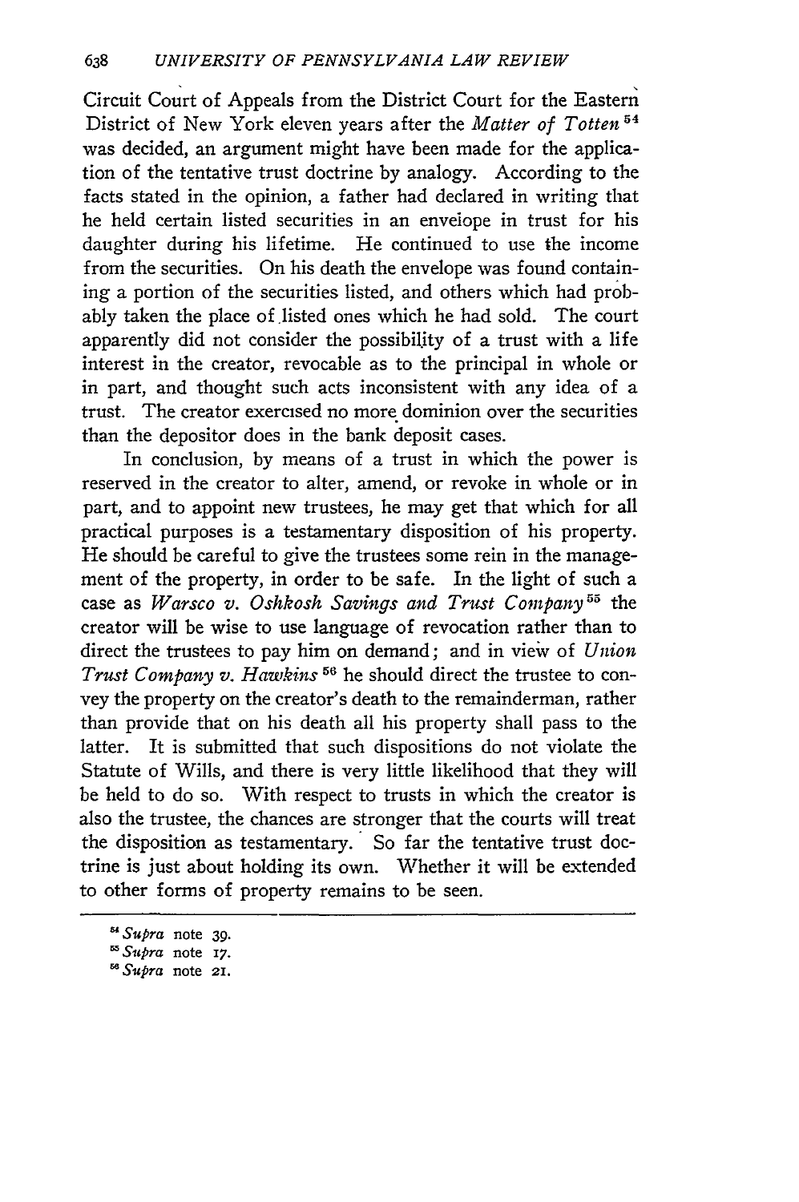Circuit Court of Appeals from the District Court for the Eastern District of New York eleven years after the *Matter of Totten*[54] was decided, an argument might have been made for the application of the tentative trust doctrine by analogy. According to the facts stated in the opinion, a father had declared in writing that he held certain listed securities in an envelope in trust for his daughter during his lifetime. He continued to use the income from the securities. On his death the envelope was found containing a portion of the securities listed, and others which had probably taken the place of listed ones which he had sold. The court apparently did not consider the possibility of a trust with a life interest in the creator, revocable as to the principal in whole or in part, and thought such acts inconsistent with any idea of a trust. The creator exercised no more dominion over the securities than the depositor does in the bank deposit cases.

In conclusion, by means of a trust in which the power is reserved in the creator to alter, amend, or revoke in whole or in part, and to appoint new trustees, he may get that which for all practical purposes is a testamentary disposition of his property. He should be careful to give the trustees some rein in the management of the property, in order to be safe. In the light of such a case as *Warsco v. Oshkosh Savings and Trust Company*[55] the creator will be wise to use language of revocation rather than to direct the trustees to pay him on demand; and in view of *Union Trust Company v. Hawkins*[56] he should direct the trustee to convey the property on the creator's death to the remainderman, rather than provide that on his death all his property shall pass to the latter. It is submitted that such dispositions do not violate the Statute of Wills, and there is very little likelihood that they will be held to do so. With respect to trusts in which the creator is also the trustee, the chances are stronger that the courts will treat the disposition as testamentary. So far the tentative trust doctrine is just about holding its own. Whether it will be extended to other forms of property remains to be seen.

---

[54] *Supra* note 39.

[55] *Supra* note 17.

[56] *Supra* note 21.